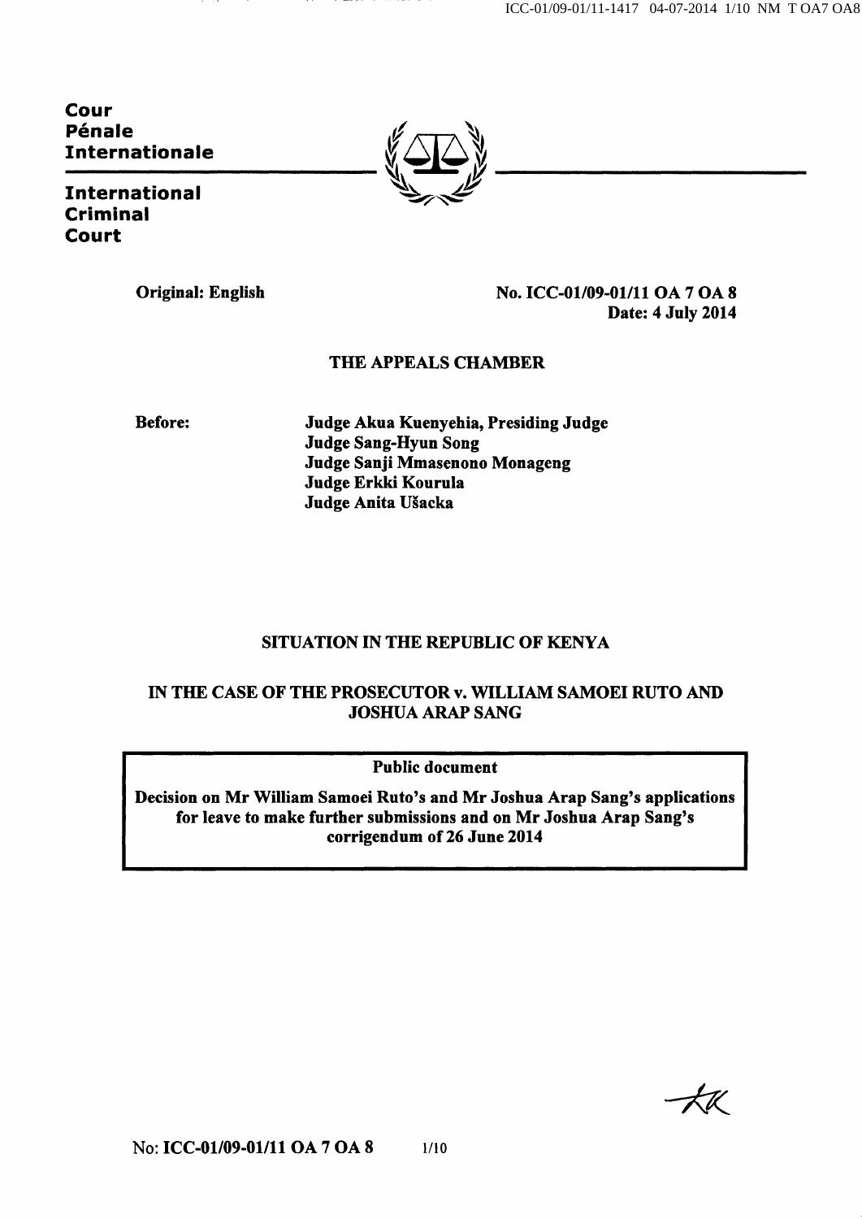**Cour Pénale Internationale**

**International Criminal Court**

**Original: English**

**No. ICC-01/09-01/11 OA 7 OA 8**
**Date: 4 July 2014**

**THE APPEALS CHAMBER**

**Before:**

**Judge Akua Kuenyehia, Presiding Judge**
**Judge Sang-Hyun Song**
**Judge Sanji Mmasenono Monageng**
**Judge Erkki Kourula**
**Judge Anita Ušacka**

**SITUATION IN THE REPUBLIC OF KENYA**

**IN THE CASE OF THE PROSECUTOR v. WILLIAM SAMOEI RUTO AND JOSHUA ARAP SANG**

**Public document**

**Decision on Mr William Samoei Ruto's and Mr Joshua Arap Sang's applications for leave to make further submissions and on Mr Joshua Arap Sang's corrigendum of 26 June 2014**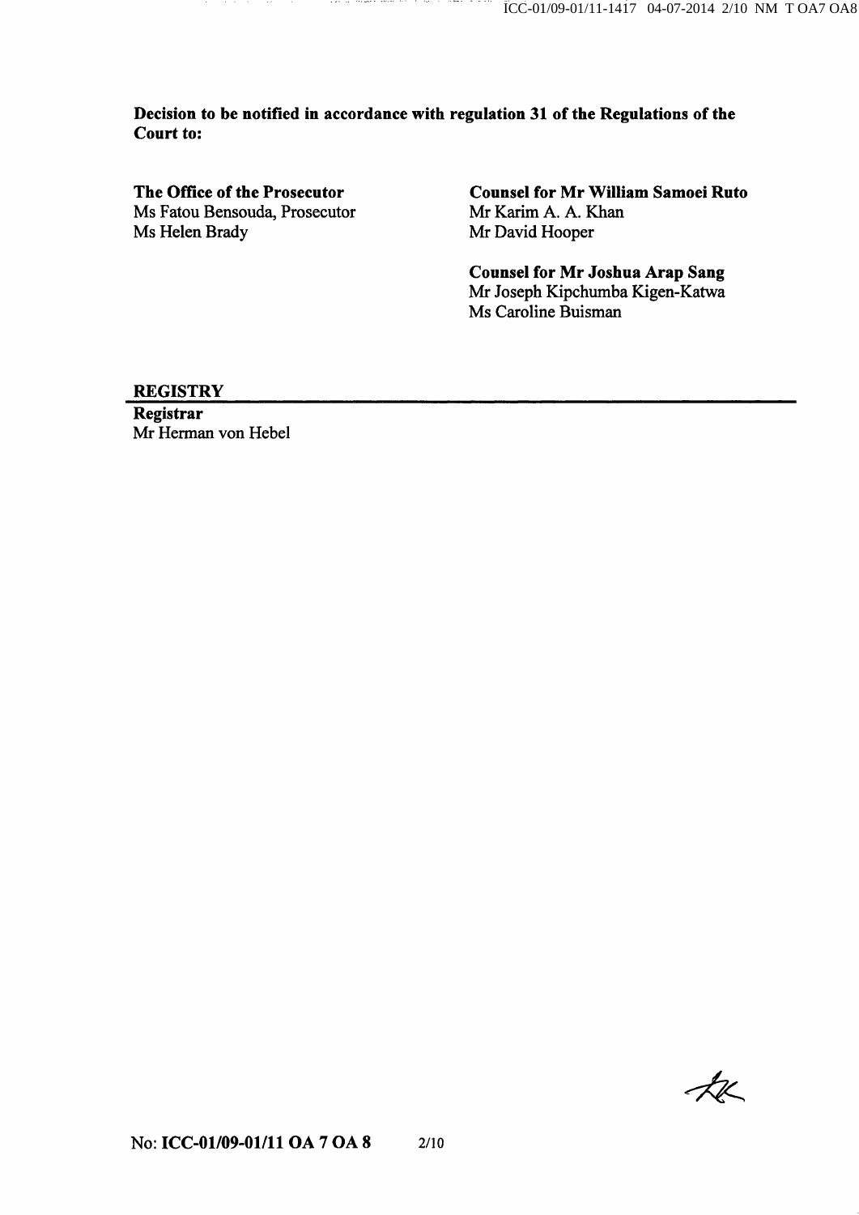**Decision to be notified in accordance with regulation 31 of the Regulations of the Court to:**

**The Office of the Prosecutor**
Ms Fatou Bensouda, Prosecutor
Ms Helen Brady

**Counsel for Mr William Samoei Ruto**
Mr Karim A. A. Khan
Mr David Hooper

**Counsel for Mr Joshua Arap Sang**
Mr Joseph Kipchumba Kigen-Katwa
Ms Caroline Buisman

**REGISTRY**

**Registrar**
Mr Herman von Hebel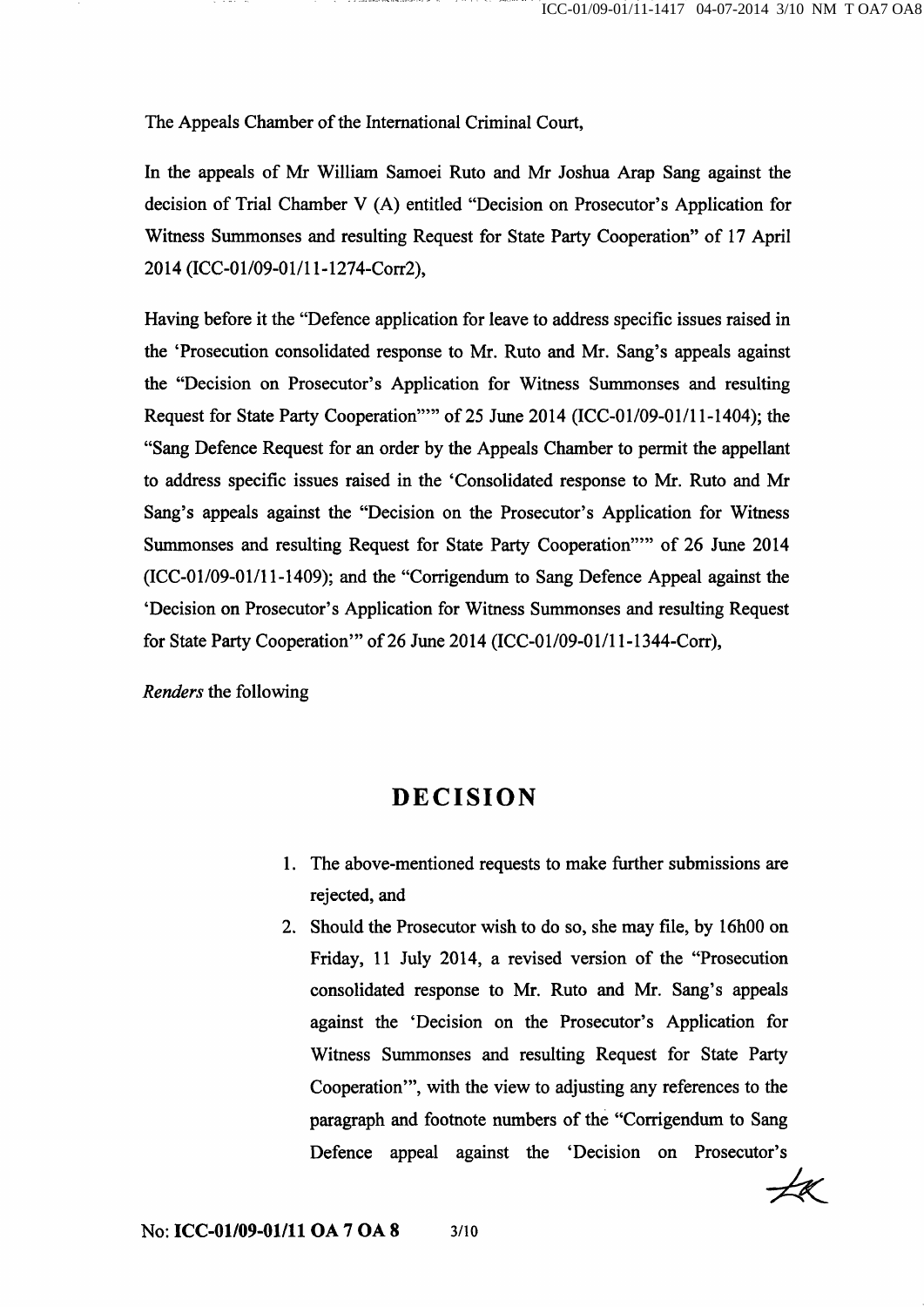The Appeals Chamber of the International Criminal Court,

In the appeals of Mr William Samoei Ruto and Mr Joshua Arap Sang against the decision of Trial Chamber V (A) entitled "Decision on Prosecutor's Application for Witness Summonses and resulting Request for State Party Cooperation" of 17 April 2014 (ICC-01/09-01/11-1274-Corr2),

Having before it the "Defence application for leave to address specific issues raised in the 'Prosecution consolidated response to Mr. Ruto and Mr. Sang's appeals against the "Decision on Prosecutor's Application for Witness Summonses and resulting Request for State Party Cooperation"'" of 25 June 2014 (ICC-01/09-01/11-1404); the "Sang Defence Request for an order by the Appeals Chamber to permit the appellant to address specific issues raised in the 'Consolidated response to Mr. Ruto and Mr Sang's appeals against the "Decision on the Prosecutor's Application for Witness Summonses and resulting Request for State Party Cooperation"'" of 26 June 2014 (ICC-01/09-01/11-1409); and the "Corrigendum to Sang Defence Appeal against the 'Decision on Prosecutor's Application for Witness Summonses and resulting Request for State Party Cooperation'" of 26 June 2014 (ICC-01/09-01/11-1344-Corr),

*Renders* the following

# DECISION

1. The above-mentioned requests to make further submissions are rejected, and
2. Should the Prosecutor wish to do so, she may file, by 16h00 on Friday, 11 July 2014, a revised version of the "Prosecution consolidated response to Mr. Ruto and Mr. Sang's appeals against the 'Decision on the Prosecutor's Application for Witness Summonses and resulting Request for State Party Cooperation'", with the view to adjusting any references to the paragraph and footnote numbers of the "Corrigendum to Sang Defence appeal against the 'Decision on Prosecutor's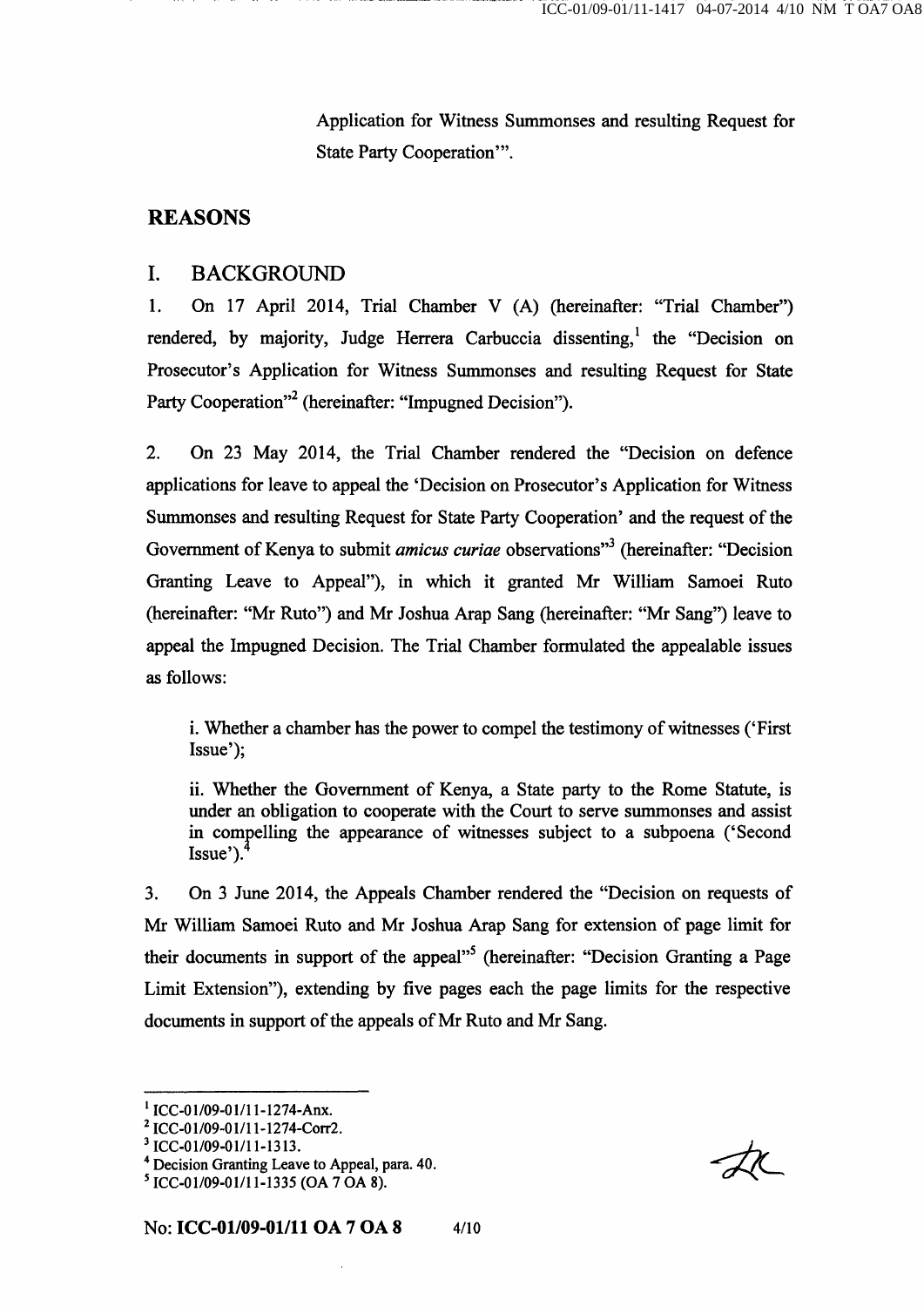Application for Witness Summonses and resulting Request for State Party Cooperation'".

## REASONS

### I. BACKGROUND

1. On 17 April 2014, Trial Chamber V (A) (hereinafter: "Trial Chamber") rendered, by majority, Judge Herrera Carbuccia dissenting,[1] the "Decision on Prosecutor's Application for Witness Summonses and resulting Request for State Party Cooperation"[2] (hereinafter: "Impugned Decision").

2. On 23 May 2014, the Trial Chamber rendered the "Decision on defence applications for leave to appeal the 'Decision on Prosecutor's Application for Witness Summonses and resulting Request for State Party Cooperation' and the request of the Government of Kenya to submit *amicus curiae* observations"[3] (hereinafter: "Decision Granting Leave to Appeal"), in which it granted Mr William Samoei Ruto (hereinafter: "Mr Ruto") and Mr Joshua Arap Sang (hereinafter: "Mr Sang") leave to appeal the Impugned Decision. The Trial Chamber formulated the appealable issues as follows:

> i. Whether a chamber has the power to compel the testimony of witnesses ('First Issue');
>
> ii. Whether the Government of Kenya, a State party to the Rome Statute, is under an obligation to cooperate with the Court to serve summonses and assist in compelling the appearance of witnesses subject to a subpoena ('Second Issue').[4]

3. On 3 June 2014, the Appeals Chamber rendered the "Decision on requests of Mr William Samoei Ruto and Mr Joshua Arap Sang for extension of page limit for their documents in support of the appeal"[5] (hereinafter: "Decision Granting a Page Limit Extension"), extending by five pages each the page limits for the respective documents in support of the appeals of Mr Ruto and Mr Sang.

---

[1] ICC-01/09-01/11-1274-Anx.

[2] ICC-01/09-01/11-1274-Corr2.

[3] ICC-01/09-01/11-1313.

[4] Decision Granting Leave to Appeal, para. 40.

[5] ICC-01/09-01/11-1335 (OA 7 OA 8).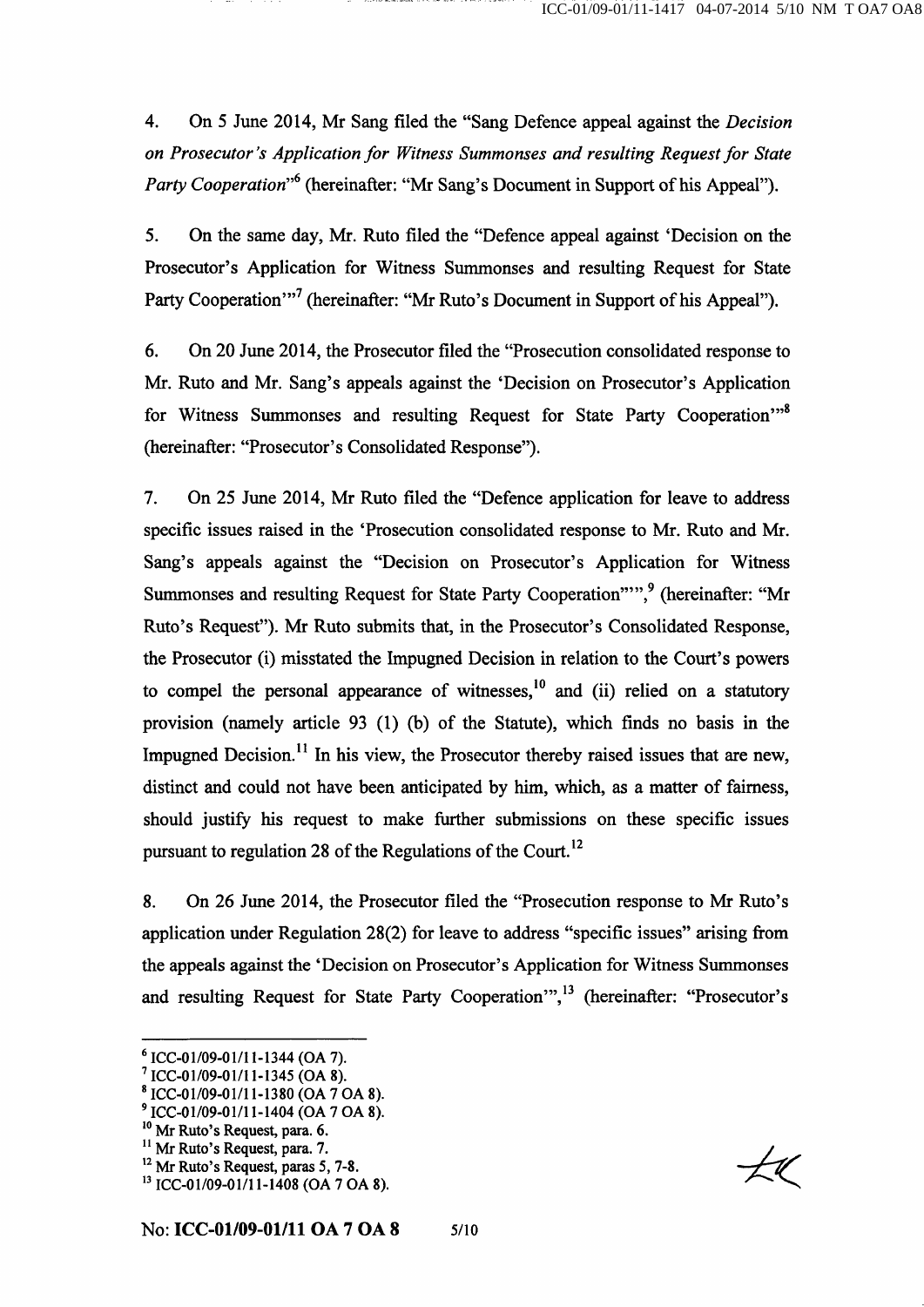4. On 5 June 2014, Mr Sang filed the "Sang Defence appeal against the *Decision on Prosecutor's Application for Witness Summonses and resulting Request for State Party Cooperation*"[6] (hereinafter: "Mr Sang's Document in Support of his Appeal").

5. On the same day, Mr. Ruto filed the "Defence appeal against 'Decision on the Prosecutor's Application for Witness Summonses and resulting Request for State Party Cooperation'"[7] (hereinafter: "Mr Ruto's Document in Support of his Appeal").

6. On 20 June 2014, the Prosecutor filed the "Prosecution consolidated response to Mr. Ruto and Mr. Sang's appeals against the 'Decision on Prosecutor's Application for Witness Summonses and resulting Request for State Party Cooperation'"[8] (hereinafter: "Prosecutor's Consolidated Response").

7. On 25 June 2014, Mr Ruto filed the "Defence application for leave to address specific issues raised in the 'Prosecution consolidated response to Mr. Ruto and Mr. Sang's appeals against the "Decision on Prosecutor's Application for Witness Summonses and resulting Request for State Party Cooperation"'",[9] (hereinafter: "Mr Ruto's Request"). Mr Ruto submits that, in the Prosecutor's Consolidated Response, the Prosecutor (i) misstated the Impugned Decision in relation to the Court's powers to compel the personal appearance of witnesses,[10] and (ii) relied on a statutory provision (namely article 93 (1) (b) of the Statute), which finds no basis in the Impugned Decision.[11] In his view, the Prosecutor thereby raised issues that are new, distinct and could not have been anticipated by him, which, as a matter of fairness, should justify his request to make further submissions on these specific issues pursuant to regulation 28 of the Regulations of the Court.[12]

8. On 26 June 2014, the Prosecutor filed the "Prosecution response to Mr Ruto's application under Regulation 28(2) for leave to address "specific issues" arising from the appeals against the 'Decision on Prosecutor's Application for Witness Summonses and resulting Request for State Party Cooperation'",[13] (hereinafter: "Prosecutor's

---

[6] ICC-01/09-01/11-1344 (OA 7).
[7] ICC-01/09-01/11-1345 (OA 8).
[8] ICC-01/09-01/11-1380 (OA 7 OA 8).
[9] ICC-01/09-01/11-1404 (OA 7 OA 8).
[10] Mr Ruto's Request, para. 6.
[11] Mr Ruto's Request, para. 7.
[12] Mr Ruto's Request, paras 5, 7-8.
[13] ICC-01/09-01/11-1408 (OA 7 OA 8).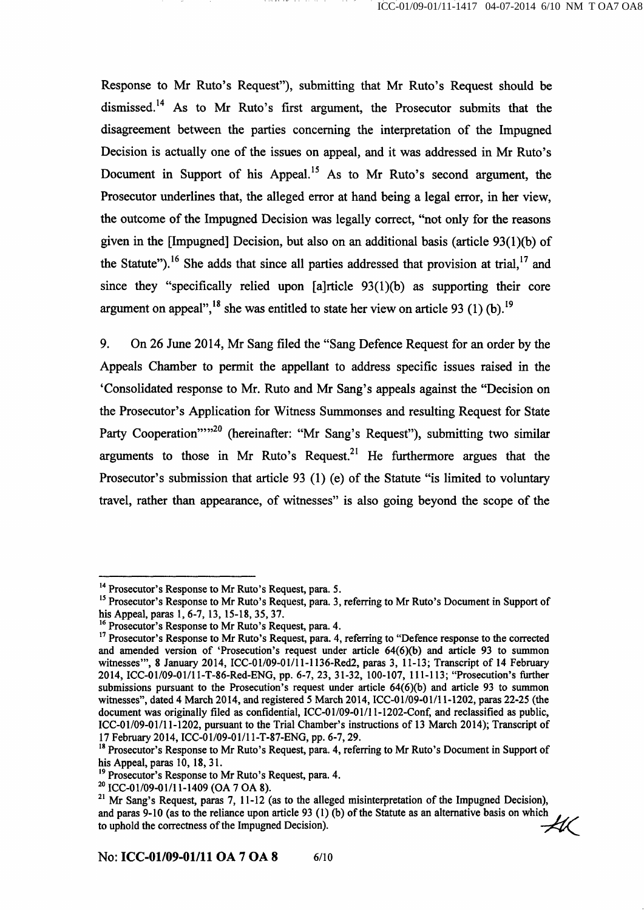Response to Mr Ruto's Request"), submitting that Mr Ruto's Request should be dismissed.[14] As to Mr Ruto's first argument, the Prosecutor submits that the disagreement between the parties concerning the interpretation of the Impugned Decision is actually one of the issues on appeal, and it was addressed in Mr Ruto's Document in Support of his Appeal.[15] As to Mr Ruto's second argument, the Prosecutor underlines that, the alleged error at hand being a legal error, in her view, the outcome of the Impugned Decision was legally correct, "not only for the reasons given in the [Impugned] Decision, but also on an additional basis (article 93(1)(b) of the Statute").[16] She adds that since all parties addressed that provision at trial,[17] and since they "specifically relied upon [a]rticle 93(1)(b) as supporting their core argument on appeal",[18] she was entitled to state her view on article 93 (1) (b).[19]

9. On 26 June 2014, Mr Sang filed the "Sang Defence Request for an order by the Appeals Chamber to permit the appellant to address specific issues raised in the 'Consolidated response to Mr. Ruto and Mr Sang's appeals against the "Decision on the Prosecutor's Application for Witness Summonses and resulting Request for State Party Cooperation"'"[20] (hereinafter: "Mr Sang's Request"), submitting two similar arguments to those in Mr Ruto's Request.[21] He furthermore argues that the Prosecutor's submission that article 93 (1) (e) of the Statute "is limited to voluntary travel, rather than appearance, of witnesses" is also going beyond the scope of the

---

[14] Prosecutor's Response to Mr Ruto's Request, para. 5.

[15] Prosecutor's Response to Mr Ruto's Request, para. 3, referring to Mr Ruto's Document in Support of his Appeal, paras 1, 6-7, 13, 15-18, 35, 37.

[16] Prosecutor's Response to Mr Ruto's Request, para. 4.

[17] Prosecutor's Response to Mr Ruto's Request, para. 4, referring to "Defence response to the corrected and amended version of 'Prosecution's request under article 64(6)(b) and article 93 to summon witnesses'", 8 January 2014, ICC-01/09-01/11-1136-Red2, paras 3, 11-13; Transcript of 14 February 2014, ICC-01/09-01/11-T-86-Red-ENG, pp. 6-7, 23, 31-32, 100-107, 111-113; "Prosecution's further submissions pursuant to the Prosecution's request under article 64(6)(b) and article 93 to summon witnesses", dated 4 March 2014, and registered 5 March 2014, ICC-01/09-01/11-1202, paras 22-25 (the document was originally filed as confidential, ICC-01/09-01/11-1202-Conf, and reclassified as public, ICC-01/09-01/11-1202, pursuant to the Trial Chamber's instructions of 13 March 2014); Transcript of 17 February 2014, ICC-01/09-01/11-T-87-ENG, pp. 6-7, 29.

[18] Prosecutor's Response to Mr Ruto's Request, para. 4, referring to Mr Ruto's Document in Support of his Appeal, paras 10, 18, 31.

[19] Prosecutor's Response to Mr Ruto's Request, para. 4.

[20] ICC-01/09-01/11-1409 (OA 7 OA 8).

[21] Mr Sang's Request, paras 7, 11-12 (as to the alleged misinterpretation of the Impugned Decision), and paras 9-10 (as to the reliance upon article 93 (1) (b) of the Statute as an alternative basis on which to uphold the correctness of the Impugned Decision).

No: **ICC-01/09-01/11 OA 7 OA 8**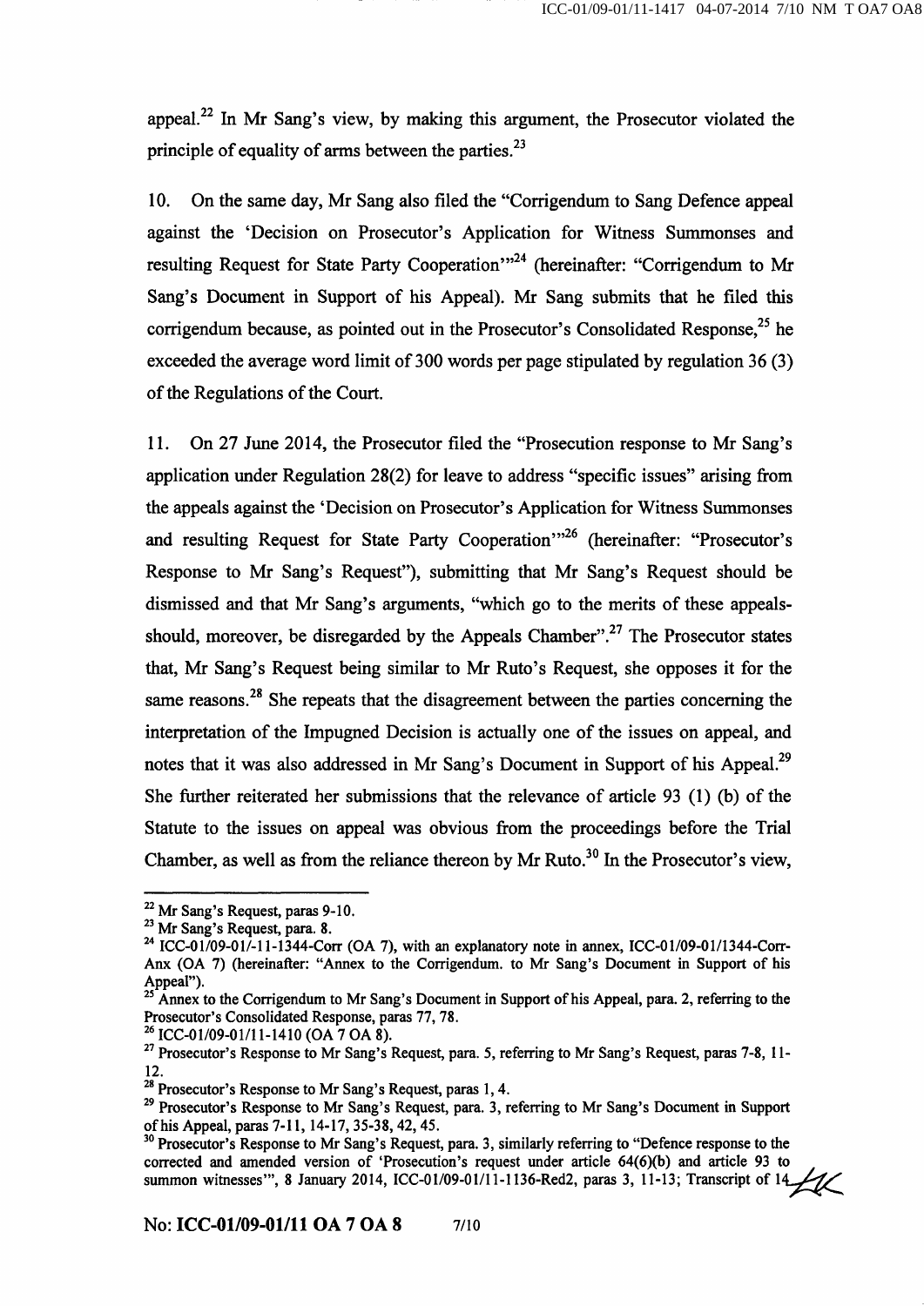appeal.[22] In Mr Sang's view, by making this argument, the Prosecutor violated the principle of equality of arms between the parties.[23]

10. On the same day, Mr Sang also filed the "Corrigendum to Sang Defence appeal against the 'Decision on Prosecutor's Application for Witness Summonses and resulting Request for State Party Cooperation'"[24] (hereinafter: "Corrigendum to Mr Sang's Document in Support of his Appeal). Mr Sang submits that he filed this corrigendum because, as pointed out in the Prosecutor's Consolidated Response,[25] he exceeded the average word limit of 300 words per page stipulated by regulation 36 (3) of the Regulations of the Court.

11. On 27 June 2014, the Prosecutor filed the "Prosecution response to Mr Sang's application under Regulation 28(2) for leave to address "specific issues" arising from the appeals against the 'Decision on Prosecutor's Application for Witness Summonses and resulting Request for State Party Cooperation'"[26] (hereinafter: "Prosecutor's Response to Mr Sang's Request"), submitting that Mr Sang's Request should be dismissed and that Mr Sang's arguments, "which go to the merits of these appeals-should, moreover, be disregarded by the Appeals Chamber".[27] The Prosecutor states that, Mr Sang's Request being similar to Mr Ruto's Request, she opposes it for the same reasons.[28] She repeats that the disagreement between the parties concerning the interpretation of the Impugned Decision is actually one of the issues on appeal, and notes that it was also addressed in Mr Sang's Document in Support of his Appeal.[29] She further reiterated her submissions that the relevance of article 93 (1) (b) of the Statute to the issues on appeal was obvious from the proceedings before the Trial Chamber, as well as from the reliance thereon by Mr Ruto.[30] In the Prosecutor's view,

---

[22] Mr Sang's Request, paras 9-10.

[23] Mr Sang's Request, para. 8.

[24] ICC-01/09-01/-11-1344-Corr (OA 7), with an explanatory note in annex, ICC-01/09-01/1344-Corr-Anx (OA 7) (hereinafter: "Annex to the Corrigendum. to Mr Sang's Document in Support of his Appeal").

[25] Annex to the Corrigendum to Mr Sang's Document in Support of his Appeal, para. 2, referring to the Prosecutor's Consolidated Response, paras 77, 78.

[26] ICC-01/09-01/11-1410 (OA 7 OA 8).

[27] Prosecutor's Response to Mr Sang's Request, para. 5, referring to Mr Sang's Request, paras 7-8, 11-12.

[28] Prosecutor's Response to Mr Sang's Request, paras 1, 4.

[29] Prosecutor's Response to Mr Sang's Request, para. 3, referring to Mr Sang's Document in Support of his Appeal, paras 7-11, 14-17, 35-38, 42, 45.

[30] Prosecutor's Response to Mr Sang's Request, para. 3, similarly referring to "Defence response to the corrected and amended version of 'Prosecution's request under article 64(6)(b) and article 93 to summon witnesses'", 8 January 2014, ICC-01/09-01/11-1136-Red2, paras 3, 11-13; Transcript of 14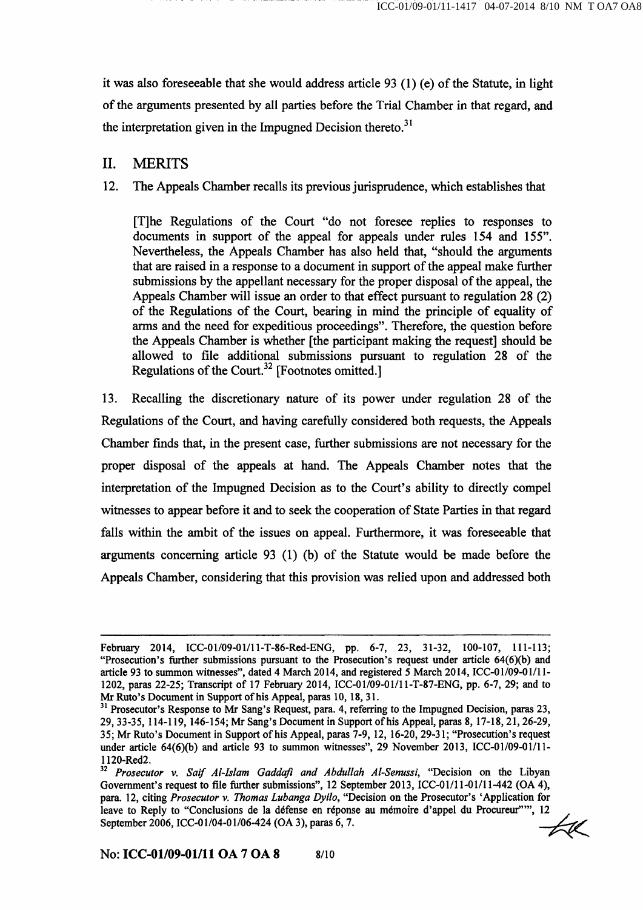it was also foreseeable that she would address article 93 (1) (e) of the Statute, in light of the arguments presented by all parties before the Trial Chamber in that regard, and the interpretation given in the Impugned Decision thereto.[31]

## II. MERITS

12. The Appeals Chamber recalls its previous jurisprudence, which establishes that

> [T]he Regulations of the Court "do not foresee replies to responses to documents in support of the appeal for appeals under rules 154 and 155". Nevertheless, the Appeals Chamber has also held that, "should the arguments that are raised in a response to a document in support of the appeal make further submissions by the appellant necessary for the proper disposal of the appeal, the Appeals Chamber will issue an order to that effect pursuant to regulation 28 (2) of the Regulations of the Court, bearing in mind the principle of equality of arms and the need for expeditious proceedings". Therefore, the question before the Appeals Chamber is whether [the participant making the request] should be allowed to file additional submissions pursuant to regulation 28 of the Regulations of the Court.[32] [Footnotes omitted.]

13. Recalling the discretionary nature of its power under regulation 28 of the Regulations of the Court, and having carefully considered both requests, the Appeals Chamber finds that, in the present case, further submissions are not necessary for the proper disposal of the appeals at hand. The Appeals Chamber notes that the interpretation of the Impugned Decision as to the Court's ability to directly compel witnesses to appear before it and to seek the cooperation of State Parties in that regard falls within the ambit of the issues on appeal. Furthermore, it was foreseeable that arguments concerning article 93 (1) (b) of the Statute would be made before the Appeals Chamber, considering that this provision was relied upon and addressed both

---

February 2014, ICC-01/09-01/11-T-86-Red-ENG, pp. 6-7, 23, 31-32, 100-107, 111-113; "Prosecution's further submissions pursuant to the Prosecution's request under article 64(6)(b) and article 93 to summon witnesses", dated 4 March 2014, and registered 5 March 2014, ICC-01/09-01/11-1202, paras 22-25; Transcript of 17 February 2014, ICC-01/09-01/11-T-87-ENG, pp. 6-7, 29; and to Mr Ruto's Document in Support of his Appeal, paras 10, 18, 31.

[31] Prosecutor's Response to Mr Sang's Request, para. 4, referring to the Impugned Decision, paras 23, 29, 33-35, 114-119, 146-154; Mr Sang's Document in Support of his Appeal, paras 8, 17-18, 21, 26-29, 35; Mr Ruto's Document in Support of his Appeal, paras 7-9, 12, 16-20, 29-31; "Prosecution's request under article 64(6)(b) and article 93 to summon witnesses", 29 November 2013, ICC-01/09-01/11-1120-Red2.

[32] *Prosecutor v. Saif Al-Islam Gaddafi and Abdullah Al-Senussi*, "Decision on the Libyan Government's request to file further submissions", 12 September 2013, ICC-01/11-01/11-442 (OA 4), para. 12, citing *Prosecutor v. Thomas Lubanga Dyilo*, "Decision on the Prosecutor's 'Application for leave to Reply to "Conclusions de la défense en réponse au mémoire d'appel du Procureur"'", 12 September 2006, ICC-01/04-01/06-424 (OA 3), paras 6, 7.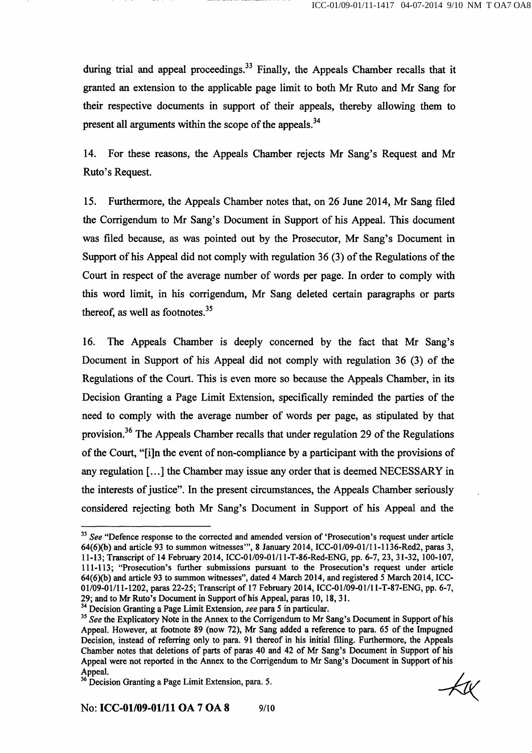during trial and appeal proceedings.[33] Finally, the Appeals Chamber recalls that it granted an extension to the applicable page limit to both Mr Ruto and Mr Sang for their respective documents in support of their appeals, thereby allowing them to present all arguments within the scope of the appeals.[34]

14. For these reasons, the Appeals Chamber rejects Mr Sang's Request and Mr Ruto's Request.

15. Furthermore, the Appeals Chamber notes that, on 26 June 2014, Mr Sang filed the Corrigendum to Mr Sang's Document in Support of his Appeal. This document was filed because, as was pointed out by the Prosecutor, Mr Sang's Document in Support of his Appeal did not comply with regulation 36 (3) of the Regulations of the Court in respect of the average number of words per page. In order to comply with this word limit, in his corrigendum, Mr Sang deleted certain paragraphs or parts thereof, as well as footnotes.[35]

16. The Appeals Chamber is deeply concerned by the fact that Mr Sang's Document in Support of his Appeal did not comply with regulation 36 (3) of the Regulations of the Court. This is even more so because the Appeals Chamber, in its Decision Granting a Page Limit Extension, specifically reminded the parties of the need to comply with the average number of words per page, as stipulated by that provision.[36] The Appeals Chamber recalls that under regulation 29 of the Regulations of the Court, "[i]n the event of non-compliance by a participant with the provisions of any regulation [...] the Chamber may issue any order that is deemed NECESSARY in the interests of justice". In the present circumstances, the Appeals Chamber seriously considered rejecting both Mr Sang's Document in Support of his Appeal and the

---

[33] *See* "Defence response to the corrected and amended version of 'Prosecution's request under article 64(6)(b) and article 93 to summon witnesses'", 8 January 2014, ICC-01/09-01/11-1136-Red2, paras 3, 11-13; Transcript of 14 February 2014, ICC-01/09-01/11-T-86-Red-ENG, pp. 6-7, 23, 31-32, 100-107, 111-113; "Prosecution's further submissions pursuant to the Prosecution's request under article 64(6)(b) and article 93 to summon witnesses", dated 4 March 2014, and registered 5 March 2014, ICC-01/09-01/11-1202, paras 22-25; Transcript of 17 February 2014, ICC-01/09-01/11-T-87-ENG, pp. 6-7, 29; and to Mr Ruto's Document in Support of his Appeal, paras 10, 18, 31.

[34] Decision Granting a Page Limit Extension, *see* para 5 in particular.

[35] *See* the Explicatory Note in the Annex to the Corrigendum to Mr Sang's Document in Support of his Appeal. However, at footnote 89 (now 72), Mr Sang added a reference to para. 65 of the Impugned Decision, instead of referring only to para. 91 thereof in his initial filing. Furthermore, the Appeals Chamber notes that deletions of parts of paras 40 and 42 of Mr Sang's Document in Support of his Appeal were not reported in the Annex to the Corrigendum to Mr Sang's Document in Support of his Appeal.

[36] Decision Granting a Page Limit Extension, para. 5.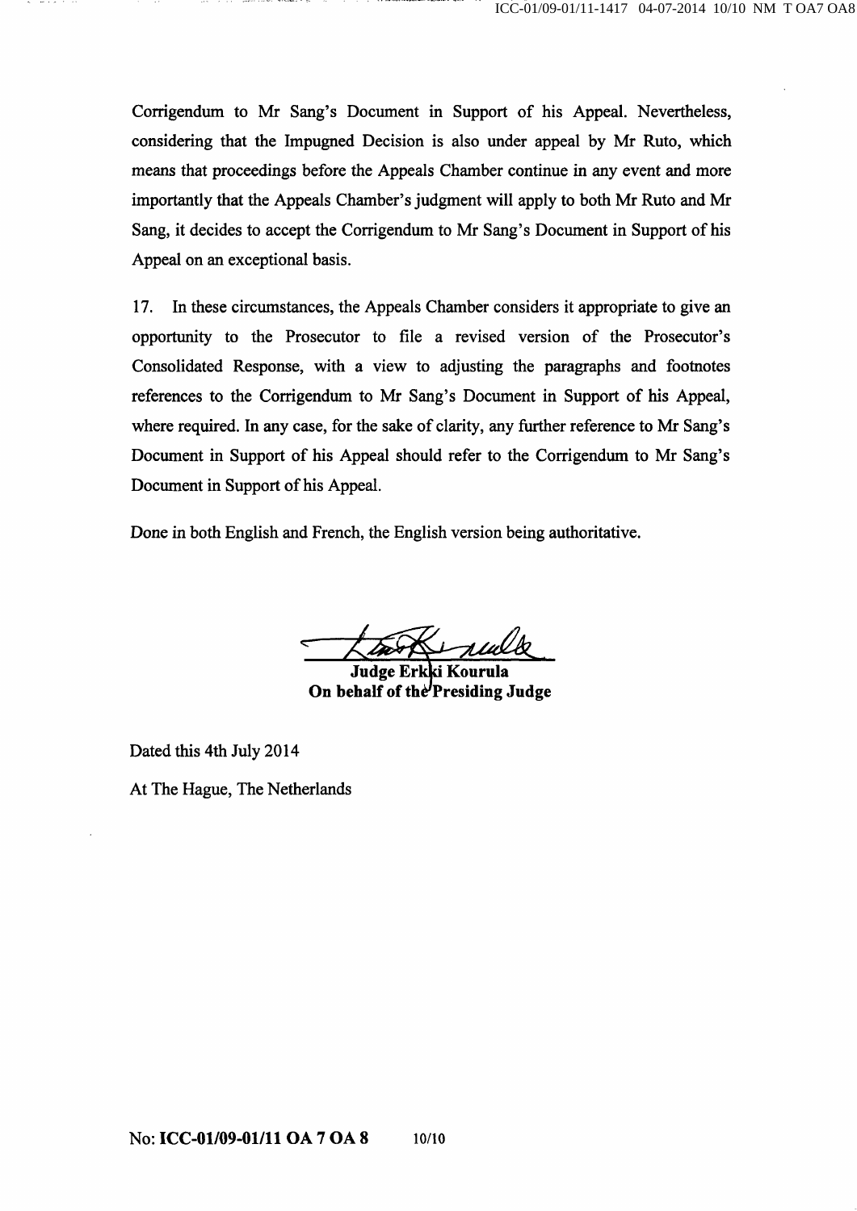Corrigendum to Mr Sang's Document in Support of his Appeal. Nevertheless, considering that the Impugned Decision is also under appeal by Mr Ruto, which means that proceedings before the Appeals Chamber continue in any event and more importantly that the Appeals Chamber's judgment will apply to both Mr Ruto and Mr Sang, it decides to accept the Corrigendum to Mr Sang's Document in Support of his Appeal on an exceptional basis.

17. In these circumstances, the Appeals Chamber considers it appropriate to give an opportunity to the Prosecutor to file a revised version of the Prosecutor's Consolidated Response, with a view to adjusting the paragraphs and footnotes references to the Corrigendum to Mr Sang's Document in Support of his Appeal, where required. In any case, for the sake of clarity, any further reference to Mr Sang's Document in Support of his Appeal should refer to the Corrigendum to Mr Sang's Document in Support of his Appeal.

Done in both English and French, the English version being authoritative.

**Judge Erkki Kourula**
**On behalf of the Presiding Judge**

Dated this 4th July 2014

At The Hague, The Netherlands